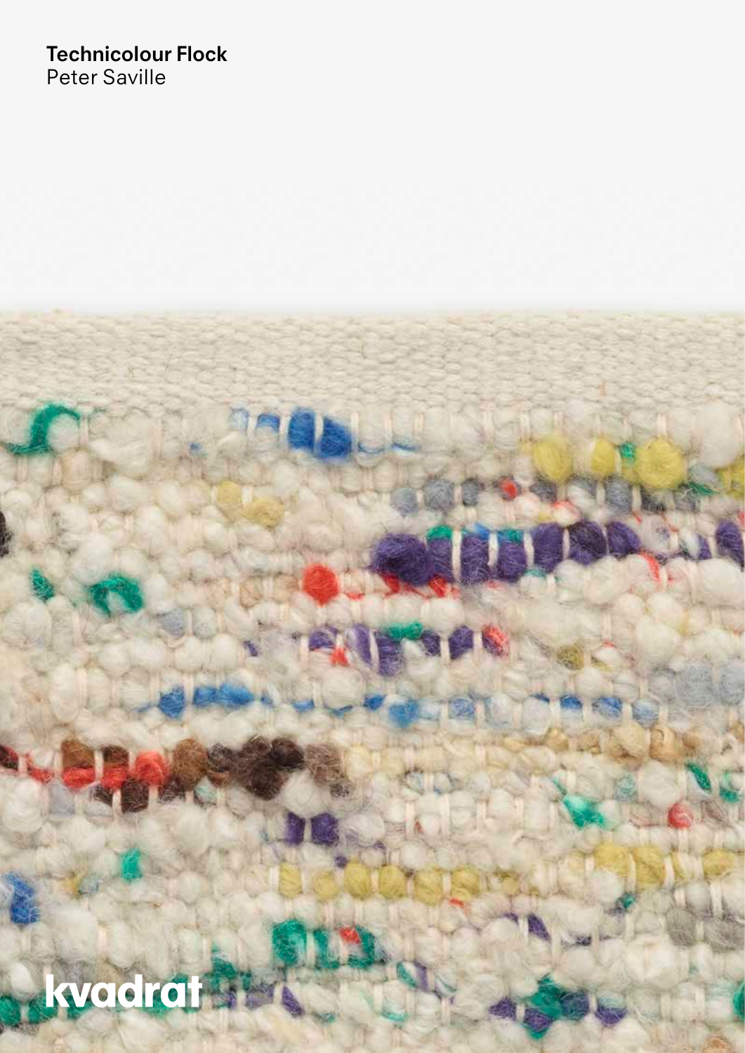**Technicolour Flock**
Peter Saville

kvadrat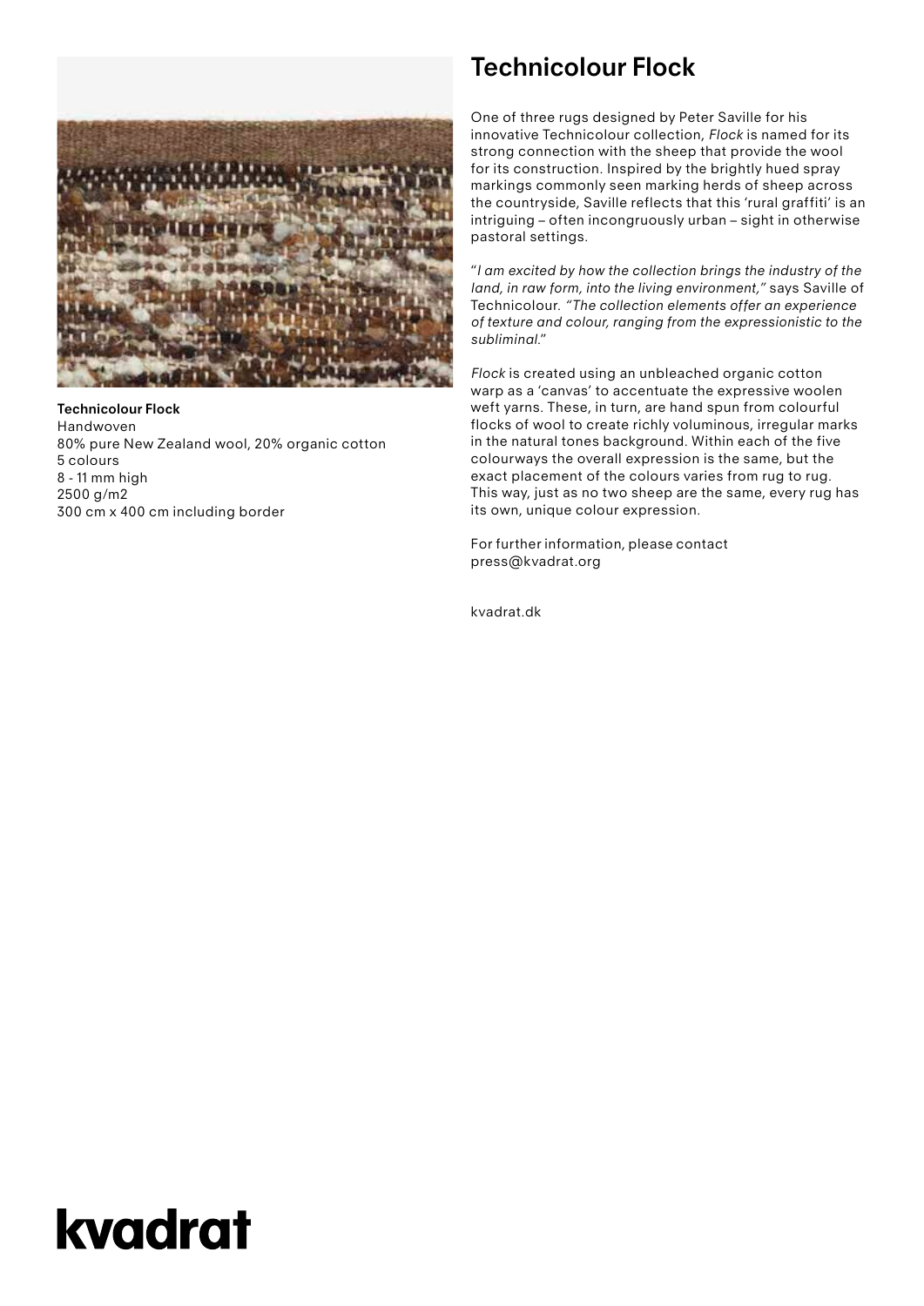# Technicolour Flock

One of three rugs designed by Peter Saville for his innovative Technicolour collection, *Flock* is named for its strong connection with the sheep that provide the wool for its construction. Inspired by the brightly hued spray markings commonly seen marking herds of sheep across the countryside, Saville reflects that this 'rural graffiti' is an intriguing – often incongruously urban – sight in otherwise pastoral settings.

"*I am excited by how the collection brings the industry of the land, in raw form, into the living environment,*" says Saville of Technicolour. *"The collection elements offer an experience of texture and colour, ranging from the expressionistic to the subliminal.*"

*Flock* is created using an unbleached organic cotton warp as a 'canvas' to accentuate the expressive woolen weft yarns. These, in turn, are hand spun from colourful flocks of wool to create richly voluminous, irregular marks in the natural tones background. Within each of the five colourways the overall expression is the same, but the exact placement of the colours varies from rug to rug. This way, just as no two sheep are the same, every rug has its own, unique colour expression.

For further information, please contact
press@kvadrat.org

kvadrat.dk

**Technicolour Flock**
Handwoven
80% pure New Zealand wool, 20% organic cotton
5 colours
8 - 11 mm high
2500 g/m2
300 cm x 400 cm including border

kvadrat